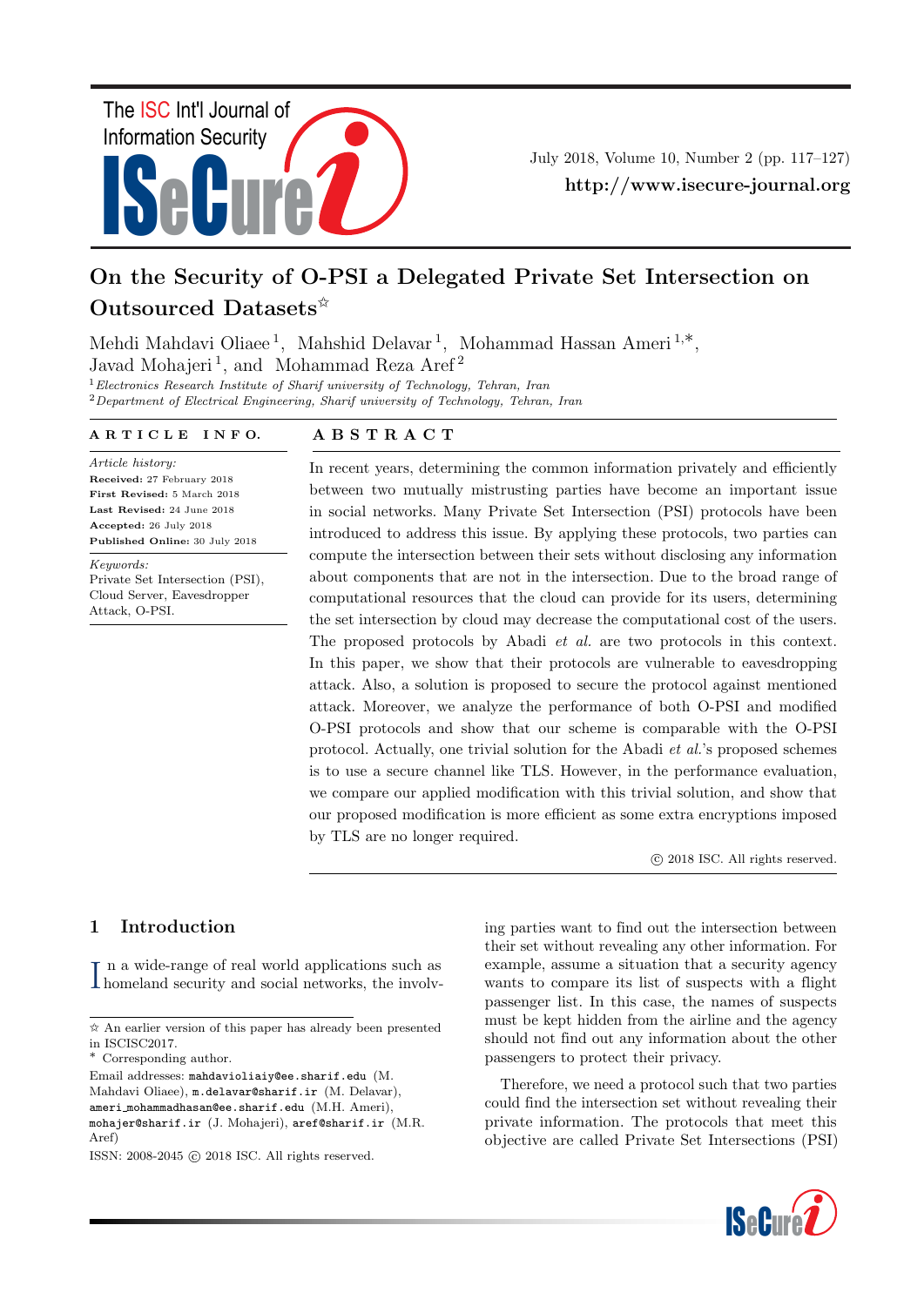# On the Security of O-PSI a Delegated Private Set Intersection on Outsourced Datasets☆

Mehdi Mahdavi Oliaee[1], Mahshid Delavar[1], Mohammad Hassan Ameri[1,*], Javad Mohajeri[1], and Mohammad Reza Aref[2]

[1] *Electronics Research Institute of Sharif university of Technology, Tehran, Iran*
[2] *Department of Electrical Engineering, Sharif university of Technology, Tehran, Iran*

**ARTICLE INFO.**

*Article history:*
**Received:** 27 February 2018
**First Revised:** 5 March 2018
**Last Revised:** 24 June 2018
**Accepted:** 26 July 2018
**Published Online:** 30 July 2018

*Keywords:*
Private Set Intersection (PSI), Cloud Server, Eavesdropper Attack, O-PSI.

**ABSTRACT**

In recent years, determining the common information privately and efficiently between two mutually mistrusting parties have become an important issue in social networks. Many Private Set Intersection (PSI) protocols have been introduced to address this issue. By applying these protocols, two parties can compute the intersection between their sets without disclosing any information about components that are not in the intersection. Due to the broad range of computational resources that the cloud can provide for its users, determining the set intersection by cloud may decrease the computational cost of the users. The proposed protocols by Abadi *et al.* are two protocols in this context. In this paper, we show that their protocols are vulnerable to eavesdropping attack. Also, a solution is proposed to secure the protocol against mentioned attack. Moreover, we analyze the performance of both O-PSI and modified O-PSI protocols and show that our scheme is comparable with the O-PSI protocol. Actually, one trivial solution for the Abadi *et al.*'s proposed schemes is to use a secure channel like TLS. However, in the performance evaluation, we compare our applied modification with this trivial solution, and show that our proposed modification is more efficient as some extra encryptions imposed by TLS are no longer required.

© 2018 ISC. All rights reserved.

## 1 Introduction

In a wide-range of real world applications such as homeland security and social networks, the involving parties want to find out the intersection between their set without revealing any other information. For example, assume a situation that a security agency wants to compare its list of suspects with a flight passenger list. In this case, the names of suspects must be kept hidden from the airline and the agency should not find out any information about the other passengers to protect their privacy.

Therefore, we need a protocol such that two parties could find the intersection set without revealing their private information. The protocols that meet this objective are called Private Set Intersections (PSI)

☆ An earlier version of this paper has already been presented in ISCISC2017.

\* Corresponding author.

Email addresses: mahdavioliaiy@ee.sharif.edu (M. Mahdavi Oliaee), m.delavar@sharif.ir (M. Delavar), ameri_mohammadhasan@ee.sharif.edu (M.H. Ameri), mohajer@sharif.ir (J. Mohajeri), aref@sharif.ir (M.R. Aref)

ISSN: 2008-2045 © 2018 ISC. All rights reserved.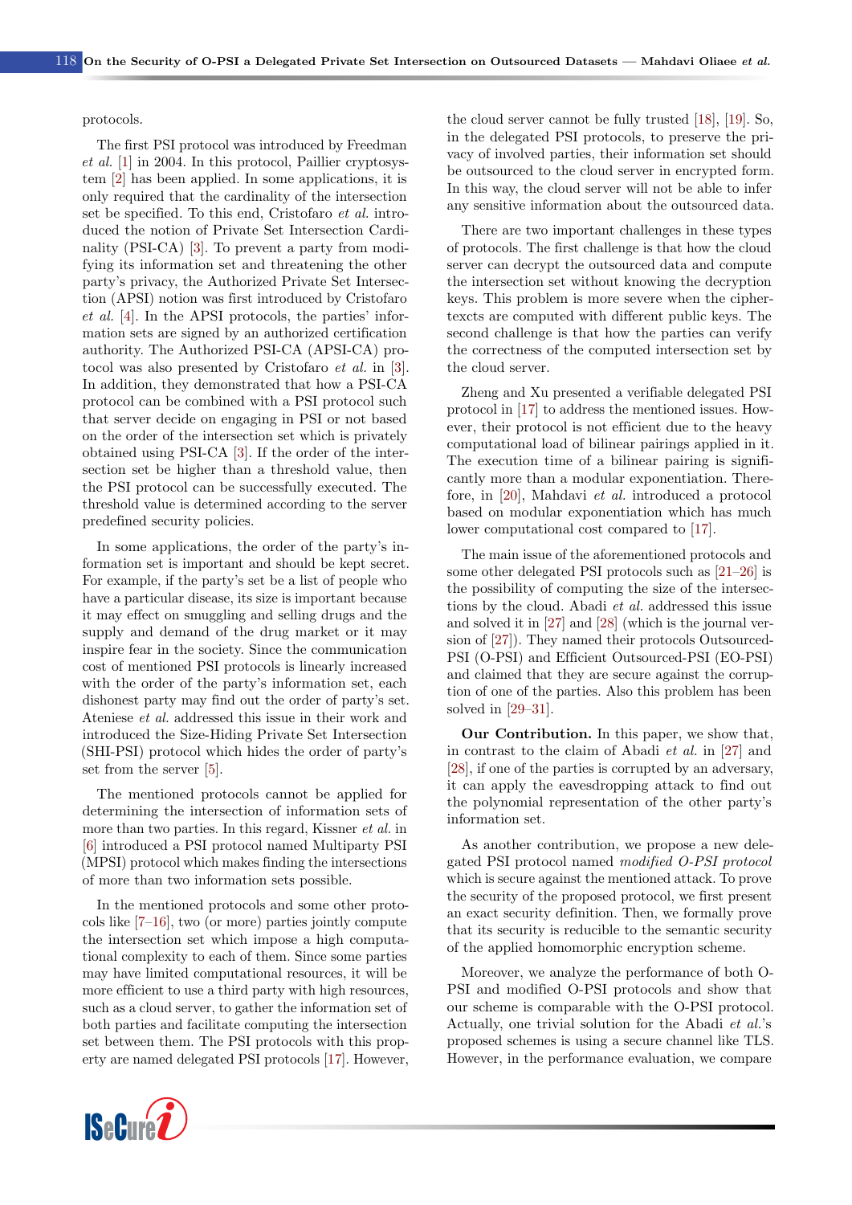protocols.

The first PSI protocol was introduced by Freedman *et al.* [1] in 2004. In this protocol, Paillier cryptosystem [2] has been applied. In some applications, it is only required that the cardinality of the intersection set be specified. To this end, Cristofaro *et al.* introduced the notion of Private Set Intersection Cardinality (PSI-CA) [3]. To prevent a party from modifying its information set and threatening the other party's privacy, the Authorized Private Set Intersection (APSI) notion was first introduced by Cristofaro *et al.* [4]. In the APSI protocols, the parties' information sets are signed by an authorized certification authority. The Authorized PSI-CA (APSI-CA) protocol was also presented by Cristofaro *et al.* in [3]. In addition, they demonstrated that how a PSI-CA protocol can be combined with a PSI protocol such that server decide on engaging in PSI or not based on the order of the intersection set which is privately obtained using PSI-CA [3]. If the order of the intersection set be higher than a threshold value, then the PSI protocol can be successfully executed. The threshold value is determined according to the server predefined security policies.

In some applications, the order of the party's information set is important and should be kept secret. For example, if the party's set be a list of people who have a particular disease, its size is important because it may effect on smuggling and selling drugs and the supply and demand of the drug market or it may inspire fear in the society. Since the communication cost of mentioned PSI protocols is linearly increased with the order of the party's information set, each dishonest party may find out the order of party's set. Ateniese *et al.* addressed this issue in their work and introduced the Size-Hiding Private Set Intersection (SHI-PSI) protocol which hides the order of party's set from the server [5].

The mentioned protocols cannot be applied for determining the intersection of information sets of more than two parties. In this regard, Kissner *et al.* in [6] introduced a PSI protocol named Multiparty PSI (MPSI) protocol which makes finding the intersections of more than two information sets possible.

In the mentioned protocols and some other protocols like [7–16], two (or more) parties jointly compute the intersection set which impose a high computational complexity to each of them. Since some parties may have limited computational resources, it will be more efficient to use a third party with high resources, such as a cloud server, to gather the information set of both parties and facilitate computing the intersection set between them. The PSI protocols with this property are named delegated PSI protocols [17]. However, the cloud server cannot be fully trusted [18], [19]. So, in the delegated PSI protocols, to preserve the privacy of involved parties, their information set should be outsourced to the cloud server in encrypted form. In this way, the cloud server will not be able to infer any sensitive information about the outsourced data.

There are two important challenges in these types of protocols. The first challenge is that how the cloud server can decrypt the outsourced data and compute the intersection set without knowing the decryption keys. This problem is more severe when the ciphertexts are computed with different public keys. The second challenge is that how the parties can verify the correctness of the computed intersection set by the cloud server.

Zheng and Xu presented a verifiable delegated PSI protocol in [17] to address the mentioned issues. However, their protocol is not efficient due to the heavy computational load of bilinear pairings applied in it. The execution time of a bilinear pairing is significantly more than a modular exponentiation. Therefore, in [20], Mahdavi *et al.* introduced a protocol based on modular exponentiation which has much lower computational cost compared to [17].

The main issue of the aforementioned protocols and some other delegated PSI protocols such as [21–26] is the possibility of computing the size of the intersections by the cloud. Abadi *et al.* addressed this issue and solved it in [27] and [28] (which is the journal version of [27]). They named their protocols Outsourced-PSI (O-PSI) and Efficient Outsourced-PSI (EO-PSI) and claimed that they are secure against the corruption of one of the parties. Also this problem has been solved in [29–31].

**Our Contribution.** In this paper, we show that, in contrast to the claim of Abadi *et al.* in [27] and [28], if one of the parties is corrupted by an adversary, it can apply the eavesdropping attack to find out the polynomial representation of the other party's information set.

As another contribution, we propose a new delegated PSI protocol named *modified O-PSI protocol* which is secure against the mentioned attack. To prove the security of the proposed protocol, we first present an exact security definition. Then, we formally prove that its security is reducible to the semantic security of the applied homomorphic encryption scheme.

Moreover, we analyze the performance of both O-PSI and modified O-PSI protocols and show that our scheme is comparable with the O-PSI protocol. Actually, one trivial solution for the Abadi *et al.*'s proposed schemes is using a secure channel like TLS. However, in the performance evaluation, we compare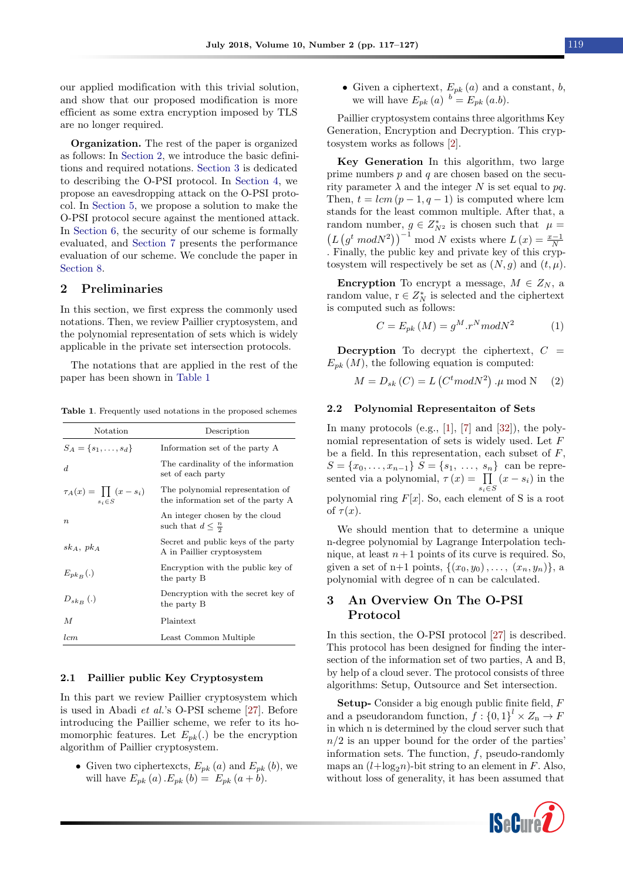our applied modification with this trivial solution, and show that our proposed modification is more efficient as some extra encryption imposed by TLS are no longer required.

**Organization.** The rest of the paper is organized as follows: In Section 2, we introduce the basic definitions and required notations. Section 3 is dedicated to describing the O-PSI protocol. In Section 4, we propose an eavesdropping attack on the O-PSI protocol. In Section 5, we propose a solution to make the O-PSI protocol secure against the mentioned attack. In Section 6, the security of our scheme is formally evaluated, and Section 7 presents the performance evaluation of our scheme. We conclude the paper in Section 8.

## 2 Preliminaries

In this section, we first express the commonly used notations. Then, we review Paillier cryptosystem, and the polynomial representation of sets which is widely applicable in the private set intersection protocols.

The notations that are applied in the rest of the paper has been shown in Table 1

Table 1. Frequently used notations in the proposed schemes

| Notation | Description |
|---|---|
| $S_A = \{s_1, \ldots, s_d\}$ | Information set of the party A |
| $d$ | The cardinality of the information set of each party |
| $\tau_A(x) = \prod_{s_i \in S} (x - s_i)$ | The polynomial representation of the information set of the party A |
| $n$ | An integer chosen by the cloud such that $d \leq \frac{n}{2}$ |
| $sk_A,\ pk_A$ | Secret and public keys of the party A in Paillier cryptosystem |
| $E_{pk_B}(.)$ | Encryption with the public key of the party B |
| $D_{sk_B}(.)$ | Dencryption with the secret key of the party B |
| $M$ | Plaintext |
| $lcm$ | Least Common Multiple |

### 2.1 Paillier public Key Cryptosystem

In this part we review Paillier cryptosystem which is used in Abadi *et al.*'s O-PSI scheme [27]. Before introducing the Paillier scheme, we refer to its homomorphic features. Let $E_{pk}(.)$ be the encryption algorithm of Paillier cryptosystem.

- Given two ciphertexcts, $E_{pk}(a)$ and $E_{pk}(b)$, we will have $E_{pk}(a).E_{pk}(b) = E_{pk}(a + b)$.
- Given a ciphertext, $E_{pk}(a)$ and a constant, $b$, we will have $E_{pk}(a)^{\ b} = E_{pk}(a.b)$.

Paillier cryptosystem contains three algorithms Key Generation, Encryption and Decryption. This cryptosystem works as follows [2].

**Key Generation** In this algorithm, two large prime numbers $p$ and $q$ are chosen based on the security parameter $\lambda$ and the integer $N$ is set equal to $pq$. Then, $t = lcm\,(p-1, q-1)$ is computed where lcm stands for the least common multiple. After that, a random number, $g \in Z^*_{N^2}$ is chosen such that $\mu = \left(L\left(g^t \ modN^2\right)\right)^{-1} \bmod N$ exists where $L(x) = \frac{x-1}{N}$. Finally, the public key and private key of this cryptosystem will respectively be set as $(N, g)$ and $(t, \mu)$.

**Encryption** To encrypt a message, $M \in Z_N$, a random value, $r \in Z^*_N$ is selected and the ciphertext is computed such as follows:

$$C = E_{pk}(M) = g^M.r^N modN^2 \tag{1}$$

**Decryption** To decrypt the ciphertext, $C = E_{pk}(M)$, the following equation is computed:

$$M = D_{sk}(C) = L\left(C^t modN^2\right).\mu \bmod \mathrm{N} \tag{2}$$

### 2.2 Polynomial Representaiton of Sets

In many protocols (e.g., [1], [7] and [32]), the polynomial representation of sets is widely used. Let $F$ be a field. In this representation, each subset of $F$, $S = \{x_0, \ldots, x_{n-1}\}$ $S = \{s_1, \ldots, s_n\}$ can be represented via a polynomial, $\tau(x) = \prod_{s_i \in S} (x - s_i)$ in the polynomial ring $F[x]$. So, each element of S is a root of $\tau(x)$.

We should mention that to determine a unique n-degree polynomial by Lagrange Interpolation technique, at least $n+1$ points of its curve is required. So, given a set of n+1 points, $\{(x_0, y_0), \ldots, (x_n, y_n)\}$, a polynomial with degree of n can be calculated.

## 3 An Overview On The O-PSI Protocol

In this section, the O-PSI protocol [27] is described. This protocol has been designed for finding the intersection of the information set of two parties, A and B, by help of a cloud sever. The protocol consists of three algorithms: Setup, Outsource and Set intersection.

**Setup-** Consider a big enough public finite field, $F$ and a pseudorandom function, $f : \{0, 1\}^l \times Z_n \to F$ in which n is determined by the cloud server such that $n/2$ is an upper bound for the order of the parties' information sets. The function, $f$, pseudo-randomly maps an $(l+\log_2 n)$-bit string to an element in $F$. Also, without loss of generality, it has been assumed that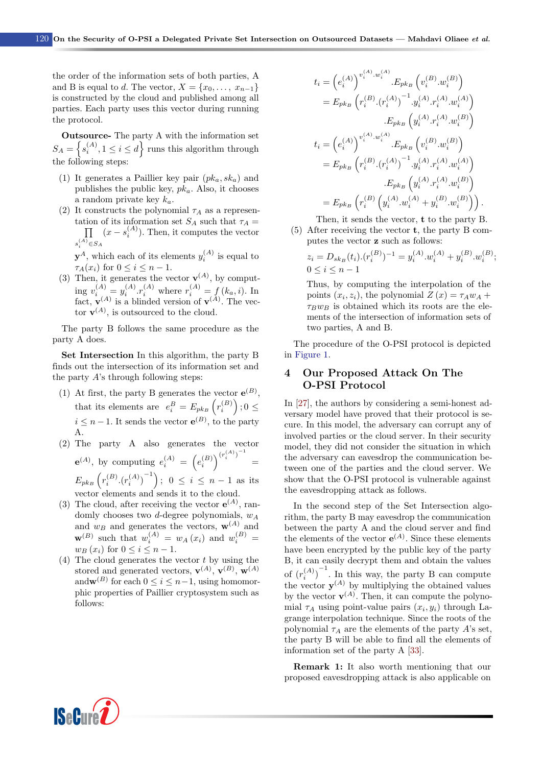the order of the information sets of both parties, A and B is equal to $d$. The vector, $X = \{x_0, \ldots, x_{n-1}\}$ is constructed by the cloud and published among all parties. Each party uses this vector during running the protocol.

**Outsource-** The party A with the information set $S_A = \left\{s_i^{(A)}, 1 \leq i \leq d\right\}$ runs this algorithm through the following steps:

(1) It generates a Paillier key pair $(pk_a, sk_a)$ and publishes the public key, $pk_a$. Also, it chooses a random private key $k_a$.

(2) It constructs the polynomial $\tau_A$ as a representation of its information set $S_A$ such that $\tau_A = \prod_{s_i^{(A)} \in S_A} (x - s_i^{(A)})$. Then, it computes the vector $\mathbf{y}^A$, which each of its elements $y_i^{(A)}$ is equal to $\tau_A(x_i)$ for $0 \leq i \leq n-1$.

(3) Then, it generates the vector $\mathbf{v}^{(A)}$, by computing $v_i^{(A)} = y_i^{(A)}.r_i^{(A)}$ where $r_i^{(A)} = f(k_a, i)$. In fact, $\mathbf{v}^{(A)}$ is a blinded version of $\mathbf{v}^{(A)}$. The vector $\mathbf{v}^{(A)}$, is outsourced to the cloud.

The party B follows the same procedure as the party A does.

**Set Intersection** In this algorithm, the party B finds out the intersection of its information set and the party $A$'s through following steps:

(1) At first, the party B generates the vector $\mathbf{e}^{(B)}$, that its elements are $e_i^B = E_{pk_B}\left(r_i^{(B)}\right); 0 \leq i \leq n-1$. It sends the vector $\mathbf{e}^{(B)}$, to the party A.

(2) The party A also generates the vector $\mathbf{e}^{(A)}$, by computing $e_i^{(A)} = \left(e_i^{(B)}\right)^{(r_i^{(A)})^{-1}} = E_{pk_B}\left(r_i^{(B)}.(r_i^{(A)})^{-1}\right)$; $0 \leq i \leq n-1$ as its vector elements and sends it to the cloud.

(3) The cloud, after receiving the vector $\mathbf{e}^{(A)}$, randomly chooses two $d$-degree polynomials, $w_A$ and $w_B$ and generates the vectors, $\mathbf{w}^{(A)}$ and $\mathbf{w}^{(B)}$ such that $w_i^{(A)} = w_A(x_i)$ and $w_i^{(B)} = w_B(x_i)$ for $0 \leq i \leq n-1$.

(4) The cloud generates the vector $t$ by using the stored and generated vectors, $\mathbf{v}^{(A)}$, $\mathbf{v}^{(B)}$, $\mathbf{w}^{(A)}$ and $\mathbf{w}^{(B)}$ for each $0 \leq i \leq n-1$, using homomorphic properties of Paillier cryptosystem such as follows:

$$
\begin{aligned}
t_i &= \left(e_i^{(A)}\right)^{v_i^{(A)}.w_i^{(A)}} .E_{pk_B}\left(v_i^{(B)}.w_i^{(B)}\right) \\
&= E_{pk_B}\left(r_i^{(B)}.(r_i^{(A)})^{-1}.y_i^{(A)}.r_i^{(A)}.w_i^{(A)}\right) \\
&\qquad .E_{pk_B}\left(y_i^{(A)}.r_i^{(A)}.w_i^{(B)}\right) \\
t_i &= \left(e_i^{(A)}\right)^{v_i^{(A)}.w_i^{(A)}} .E_{pk_B}\left(v_i^{(B)}.w_i^{(B)}\right) \\
&= E_{pk_B}\left(r_i^{(B)}.(r_i^{(A)})^{-1}.y_i^{(A)}.r_i^{(A)}.w_i^{(A)}\right) \\
&\qquad .E_{pk_B}\left(y_i^{(A)}.r_i^{(A)}.w_i^{(B)}\right) \\
&= E_{pk_B}\left(r_i^{(B)}\left(y_i^{(A)}.w_i^{(A)} + y_i^{(B)}.w_i^{(B)}\right)\right).
\end{aligned}
$$

Then, it sends the vector, $\mathbf{t}$ to the party B.

(5) After receiving the vector $\mathbf{t}$, the party B computes the vector $\mathbf{z}$ such as follows:

$$z_i = D_{sk_B}(t_i).(r_i^{(B)})^{-1} = y_i^{(A)}.w_i^{(A)} + y_i^{(B)}.w_i^{(B)}; \quad 0 \leq i \leq n-1$$

Thus, by computing the interpolation of the points $(x_i, z_i)$, the polynomial $Z(x) = \tau_A w_A + \tau_B w_B$ is obtained which its roots are the elements of the intersection of information sets of two parties, A and B.

The procedure of the O-PSI protocol is depicted in Figure 1.

## 4 Our Proposed Attack On The O-PSI Protocol

In [27], the authors by considering a semi-honest adversary model have proved that their protocol is secure. In this model, the adversary can corrupt any of involved parties or the cloud server. In their security model, they did not consider the situation in which the adversary can eavesdrop the communication between one of the parties and the cloud server. We show that the O-PSI protocol is vulnerable against the eavesdropping attack as follows.

In the second step of the Set Intersection algorithm, the party B may eavesdrop the communication between the party A and the cloud server and find the elements of the vector $\mathbf{e}^{(A)}$. Since these elements have been encrypted by the public key of the party B, it can easily decrypt them and obtain the values of $\left(r_i^{(A)}\right)^{-1}$. In this way, the party B can compute the vector $\mathbf{y}^{(A)}$ by multiplying the obtained values by the vector $\mathbf{v}^{(A)}$. Then, it can compute the polynomial $\tau_A$ using point-value pairs $(x_i, y_i)$ through Lagrange interpolation technique. Since the roots of the polynomial $\tau_A$ are the elements of the party A's set, the party B will be able to find all the elements of information set of the party A [33].

**Remark 1:** It also worth mentioning that our proposed eavesdropping attack is also applicable on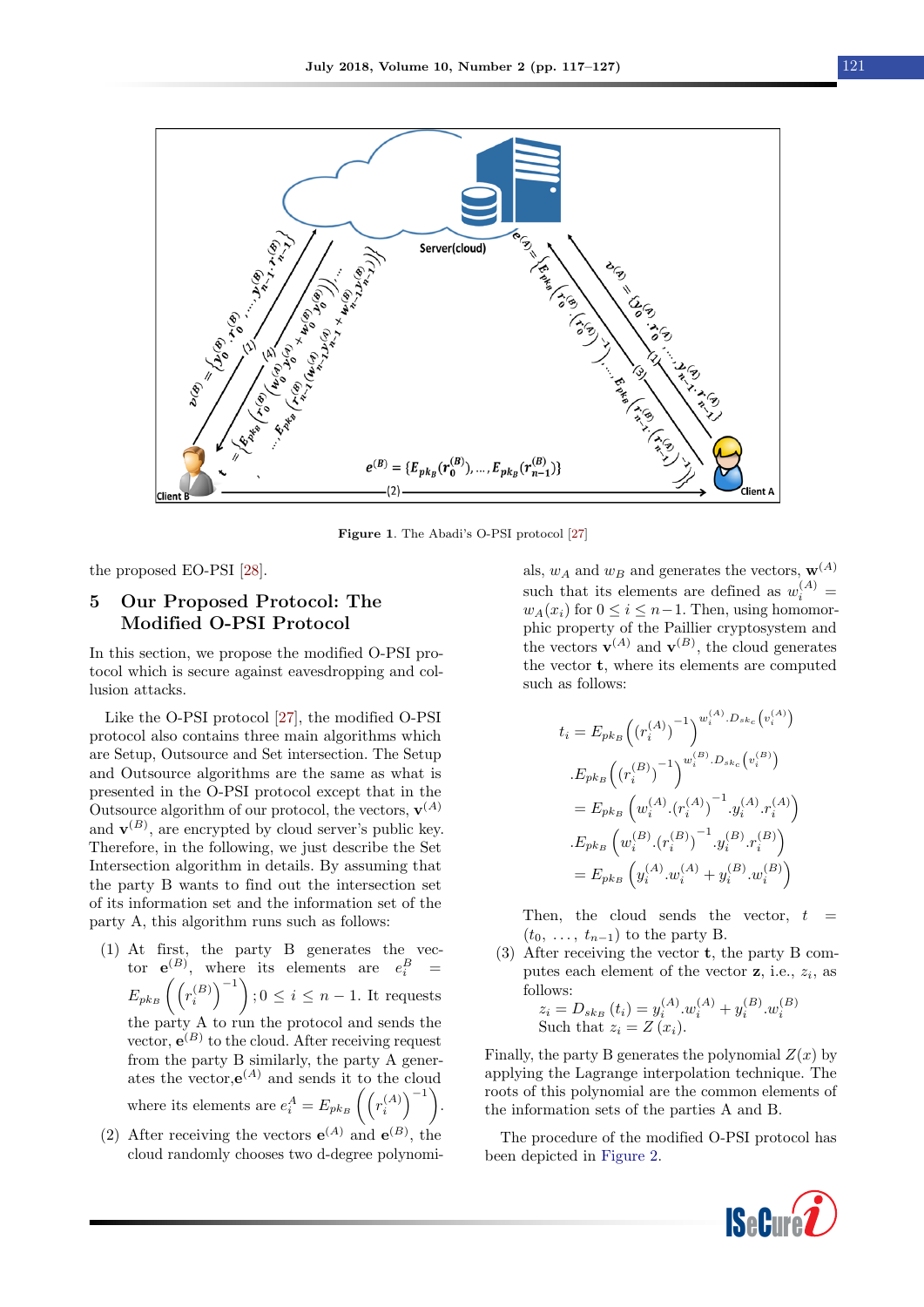Figure 1. The Abadi's O-PSI protocol [27]

the proposed EO-PSI [28].

## 5 Our Proposed Protocol: The Modified O-PSI Protocol

In this section, we propose the modified O-PSI protocol which is secure against eavesdropping and collusion attacks.

Like the O-PSI protocol [27], the modified O-PSI protocol also contains three main algorithms which are Setup, Outsource and Set intersection. The Setup and Outsource algorithms are the same as what is presented in the O-PSI protocol except that in the Outsource algorithm of our protocol, the vectors, $\mathbf{v}^{(A)}$ and $\mathbf{v}^{(B)}$, are encrypted by cloud server's public key. Therefore, in the following, we just describe the Set Intersection algorithm in details. By assuming that the party B wants to find out the intersection set of its information set and the information set of the party A, this algorithm runs such as follows:

(1) At first, the party B generates the vector $\mathbf{e}^{(B)}$, where its elements are $e_i^B = E_{pk_B}\left(\left(r_i^{(B)}\right)^{-1}\right); 0 \leq i \leq n-1$. It requests the party A to run the protocol and sends the vector, $\mathbf{e}^{(B)}$ to the cloud. After receiving request from the party B similarly, the party A generates the vector,$\mathbf{e}^{(A)}$ and sends it to the cloud where its elements are $e_i^A = E_{pk_B}\left(\left(r_i^{(A)}\right)^{-1}\right)$.

(2) After receiving the vectors $\mathbf{e}^{(A)}$ and $\mathbf{e}^{(B)}$, the cloud randomly chooses two d-degree polynomials, $w_A$ and $w_B$ and generates the vectors, $\mathbf{w}^{(A)}$ such that its elements are defined as $w_i^{(A)} = w_A(x_i)$ for $0 \leq i \leq n-1$. Then, using homomorphic property of the Paillier cryptosystem and the vectors $\mathbf{v}^{(A)}$ and $\mathbf{v}^{(B)}$, the cloud generates the vector $\mathbf{t}$, where its elements are computed such as follows:

$$
\begin{aligned}
t_i &= E_{pk_B}\left(\left(r_i^{(A)}\right)^{-1}\right)^{w_i^{(A)}.D_{sk_c}\left(v_i^{(A)}\right)} \\
&.E_{pk_B}\left(\left(r_i^{(B)}\right)^{-1}\right)^{w_i^{(B)}.D_{sk_c}\left(v_i^{(B)}\right)} \\
&= E_{pk_B}\left(w_i^{(A)}.(r_i^{(A)})^{-1}.y_i^{(A)}.r_i^{(A)}\right) \\
&.E_{pk_B}\left(w_i^{(B)}.(r_i^{(B)})^{-1}.y_i^{(B)}.r_i^{(B)}\right) \\
&= E_{pk_B}\left(y_i^{(A)}.w_i^{(A)} + y_i^{(B)}.w_i^{(B)}\right)
\end{aligned}
$$

Then, the cloud sends the vector, $t = (t_0, \ldots, t_{n-1})$ to the party B.

(3) After receiving the vector $\mathbf{t}$, the party B computes each element of the vector $\mathbf{z}$, i.e., $z_i$, as follows:
$z_i = D_{sk_B}(t_i) = y_i^{(A)}.w_i^{(A)} + y_i^{(B)}.w_i^{(B)}$
Such that $z_i = Z(x_i)$.

Finally, the party B generates the polynomial $Z(x)$ by applying the Lagrange interpolation technique. The roots of this polynomial are the common elements of the information sets of the parties A and B.

The procedure of the modified O-PSI protocol has been depicted in Figure 2.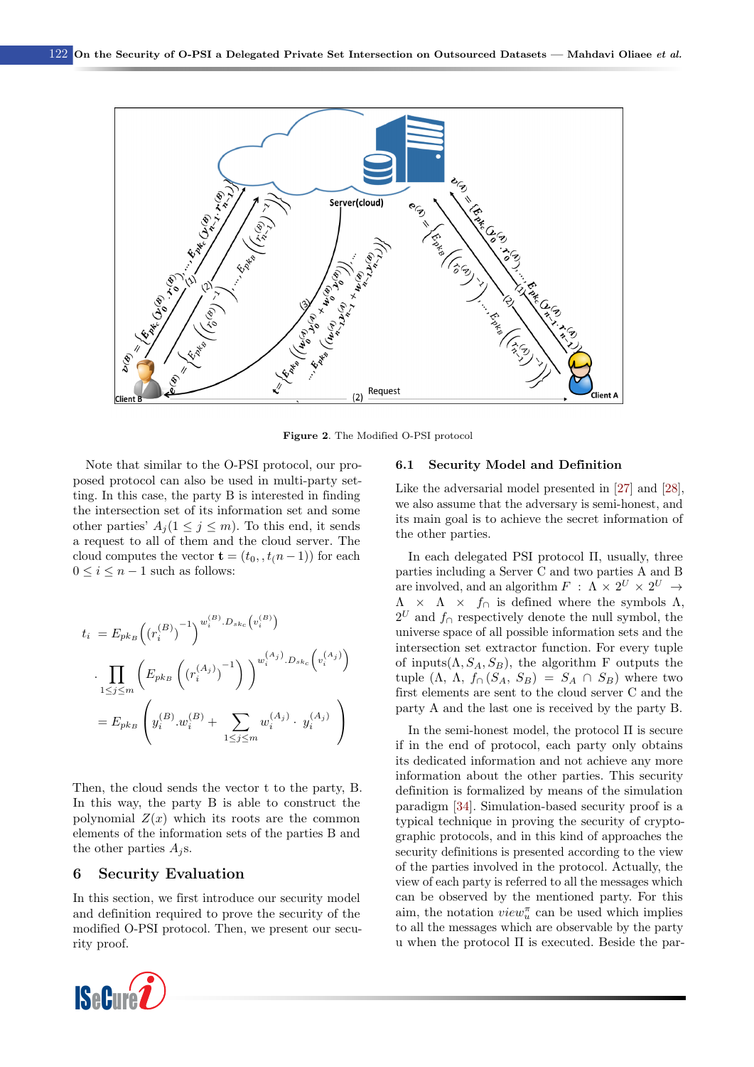Server(cloud)

$v^{(B)} = \{E_{pk_C}(y_0^{(B)}.r_0^{(B)}), \ldots, E_{pk_C}(y_{n-1}^{(B)}.r_{n-1}^{(B)})\}$ (1)

$e^{(B)} = \{E_{pk_B}((r_0^{(B)})^{-1}), \ldots, E_{pk_B}((r_{n-1}^{(B)})^{-1})\}$ (2)

$t = \{E_{pk_B}(w_0^{(A)}y_0^{(A)} + w_0^{(B)}y_0^{(B)}), \ldots, E_{pk_B}(w_{n-1}^{(A)}y_{n-1}^{(A)} + w_{n-1}^{(B)}y_{n-1}^{(B)})\}$ (3)

$e^{(A)} = \{E_{pk_B}((r_0^{(A)})^{-1}), \ldots, E_{pk_B}((r_{n-1}^{(A)})^{-1})\}$ (2)

$v^{(A)} = \{E_{pk_C}(y_0^{(A)}.r_0^{(A)}), \ldots, E_{pk_C}(y_{n-1}^{(A)}.r_{n-1}^{(A)})\}$ (1)

Client B — (2) Request — Client A

**Figure 2**. The Modified O-PSI protocol

Note that similar to the O-PSI protocol, our proposed protocol can also be used in multi-party setting. In this case, the party B is interested in finding the intersection set of its information set and some other parties' $A_j (1 \leq j \leq m)$. To this end, it sends a request to all of them and the cloud server. The cloud computes the vector $\mathbf{t} = (t_0, , t_(n-1))$ for each $0 \leq i \leq n-1$ such as follows:

$$
\begin{aligned}
t_i &= E_{pk_B}\left(\left(r_i^{(B)}\right)^{-1}\right)^{w_i^{(B)}.D_{sk_C}\left(v_i^{(B)}\right)} \\
&\cdot \prod_{1 \leq j \leq m} \left(E_{pk_B}\left(\left(r_i^{(A_j)}\right)^{-1}\right)\right)^{w_i^{(A_j)}.D_{sk_C}\left(v_i^{(A_j)}\right)} \\
&= E_{pk_B}\left(y_i^{(B)}.w_i^{(B)} + \sum_{1 \leq j \leq m} w_i^{(A_j)} \cdot y_i^{(A_j)}\right)
\end{aligned}
$$

Then, the cloud sends the vector t to the party, B. In this way, the party B is able to construct the polynomial $Z(x)$ which its roots are the common elements of the information sets of the parties B and the other parties $A_j$s.

## 6 Security Evaluation

In this section, we first introduce our security model and definition required to prove the security of the modified O-PSI protocol. Then, we present our security proof.

### 6.1 Security Model and Definition

Like the adversarial model presented in [27] and [28], we also assume that the adversary is semi-honest, and its main goal is to achieve the secret information of the other parties.

In each delegated PSI protocol Π, usually, three parties including a Server C and two parties A and B are involved, and an algorithm $F : \Lambda \times 2^U \times 2^U \rightarrow \Lambda \times \Lambda \times f_\cap$ is defined where the symbols Λ, $2^U$ and $f_\cap$ respectively denote the null symbol, the universe space of all possible information sets and the intersection set extractor function. For every tuple of inputs$(\Lambda, S_A, S_B)$, the algorithm F outputs the tuple $(\Lambda,\ \Lambda,\ f_\cap(S_A,\ S_B) = S_A \cap S_B)$ where two first elements are sent to the cloud server C and the party A and the last one is received by the party B.

In the semi-honest model, the protocol Π is secure if in the end of protocol, each party only obtains its dedicated information and not achieve any more information about the other parties. This security definition is formalized by means of the simulation paradigm [34]. Simulation-based security proof is a typical technique in proving the security of cryptographic protocols, and in this kind of approaches the security definitions is presented according to the view of the parties involved in the protocol. Actually, the view of each party is referred to all the messages which can be observed by the mentioned party. For this aim, the notation $view_u^\pi$ can be used which implies to all the messages which are observable by the party u when the protocol Π is executed. Beside the par-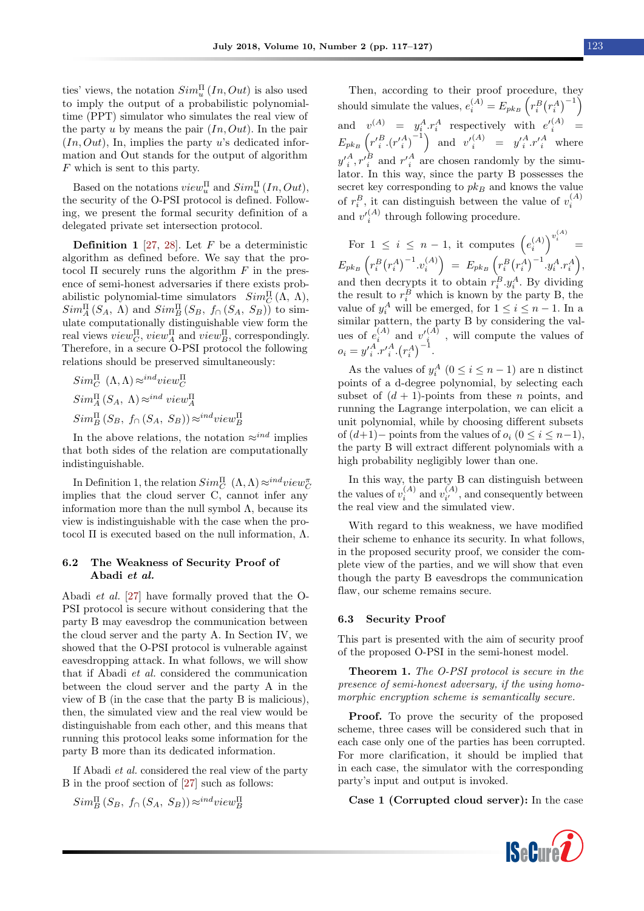ties' views, the notation $Sim_u^{\Pi}(In, Out)$ is also used to imply the output of a probabilistic polynomial-time (PPT) simulator who simulates the real view of the party $u$ by means the pair $(In, Out)$. In the pair $(In, Out)$, In, implies the party $u$'s dedicated information and Out stands for the output of algorithm $F$ which is sent to this party.

Based on the notations $view_u^{\Pi}$ and $Sim_u^{\Pi}(In, Out)$, the security of the O-PSI protocol is defined. Following, we present the formal security definition of a delegated private set intersection protocol.

**Definition 1** [27, 28]. Let $F$ be a deterministic algorithm as defined before. We say that the protocol $\Pi$ securely runs the algorithm $F$ in the presence of semi-honest adversaries if there exists probabilistic polynomial-time simulators $Sim_C^{\Pi}(\Lambda, \Lambda)$, $Sim_A^{\Pi}(S_A, \Lambda)$ and $Sim_B^{\Pi}(S_B, f_{\cap}(S_A, S_B))$ to simulate computationally distinguishable view form the real views $view_C^{\Pi}$, $view_A^{\Pi}$ and $view_B^{\Pi}$, correspondingly. Therefore, in a secure O-PSI protocol the following relations should be preserved simultaneously:

$$Sim_C^{\Pi}\ (\Lambda, \Lambda) \approx^{ind} view_C^{\Pi}$$

$$Sim_A^{\Pi}(S_A,\ \Lambda) \approx^{ind} view_A^{\Pi}$$

$$Sim_B^{\Pi}(S_B,\ f_{\cap}(S_A,\ S_B)) \approx^{ind} view_B^{\Pi}$$

In the above relations, the notation $\approx^{ind}$ implies that both sides of the relation are computationally indistinguishable.

In Definition 1, the relation $Sim_C^{\Pi}\ (\Lambda, \Lambda) \approx^{ind} view_C^{\pi}$ implies that the cloud server C, cannot infer any information more than the null symbol $\Lambda$, because its view is indistinguishable with the case when the protocol $\Pi$ is executed based on the null information, $\Lambda$.

### 6.2 The Weakness of Security Proof of Abadi *et al.*

Abadi *et al.* [27] have formally proved that the O-PSI protocol is secure without considering that the party B may eavesdrop the communication between the cloud server and the party A. In Section IV, we showed that the O-PSI protocol is vulnerable against eavesdropping attack. In what follows, we will show that if Abadi *et al.* considered the communication between the cloud server and the party A in the view of B (in the case that the party B is malicious), then, the simulated view and the real view would be distinguishable from each other, and this means that running this protocol leaks some information for the party B more than his dedicated information.

If Abadi *et al.* considered the real view of the party B in the proof section of [27] such as follows:

$$Sim_B^{\Pi}(S_B,\ f_{\cap}(S_A,\ S_B)) \approx^{ind} view_B^{\Pi}$$

Then, according to their proof procedure, they should simulate the values, $e_i^{(A)} = E_{pk_B}\left(r_i^B (r_i^A)^{-1}\right)$ and $v^{(A)} = y_i^A.r_i^A$ respectively with $e'^{(A)}_i = E_{pk_B}\left(r'^B_i.(r'^A_i)^{-1}\right)$ and $v'^{(A)}_i = y'^A_i.r'^A_i$ where $y'^A_i, r'^B_i$ and $r'^A_i$ are chosen randomly by the simulator. In this way, since the party B possesses the secret key corresponding to $pk_B$ and knows the value of $r_i^B$, it can distinguish between the value of $v_i^{(A)}$ and $v'^{(A)}_i$ through following procedure.

For $1 \le i \le n-1$, it computes $\left(e_i^{(A)}\right)^{v_i^{(A)}} = E_{pk_B}\left(r_i^B (r_i^A)^{-1}.v_i^{(A)}\right) = E_{pk_B}\left(r_i^B (r_i^A)^{-1}.y_i^A.r_i^A\right)$, and then decrypts it to obtain $r_i^B.y_i^A$. By dividing the result to $r_i^B$ which is known by the party B, the value of $y_i^A$ will be emerged, for $1 \le i \le n-1$. In a similar pattern, the party B by considering the values of $e'^{(A)}_i$ and $v'^{(A)}_i$, will compute the values of $o_i = y'^A_i.r'^A_i.(r_i^A)^{-1}$.

As the values of $y_i^A$ $(0 \le i \le n-1)$ are n distinct points of a d-degree polynomial, by selecting each subset of $(d+1)$-points from these $n$ points, and running the Lagrange interpolation, we can elicit a unit polynomial, while by choosing different subsets of $(d+1)-$ points from the values of $o_i$ $(0 \le i \le n-1)$, the party B will extract different polynomials with a high probability negligibly lower than one.

In this way, the party B can distinguish between the values of $v_i^{(A)}$ and $v'^{(A)}_{i'}$, and consequently between the real view and the simulated view.

With regard to this weakness, we have modified their scheme to enhance its security. In what follows, in the proposed security proof, we consider the complete view of the parties, and we will show that even though the party B eavesdrops the communication flaw, our scheme remains secure.

### 6.3 Security Proof

This part is presented with the aim of security proof of the proposed O-PSI in the semi-honest model.

**Theorem 1.** *The O-PSI protocol is secure in the presence of semi-honest adversary, if the using homomorphic encryption scheme is semantically secure.*

**Proof.** To prove the security of the proposed scheme, three cases will be considered such that in each case only one of the parties has been corrupted. For more clarification, it should be implied that in each case, the simulator with the corresponding party's input and output is invoked.

**Case 1 (Corrupted cloud server):** In the case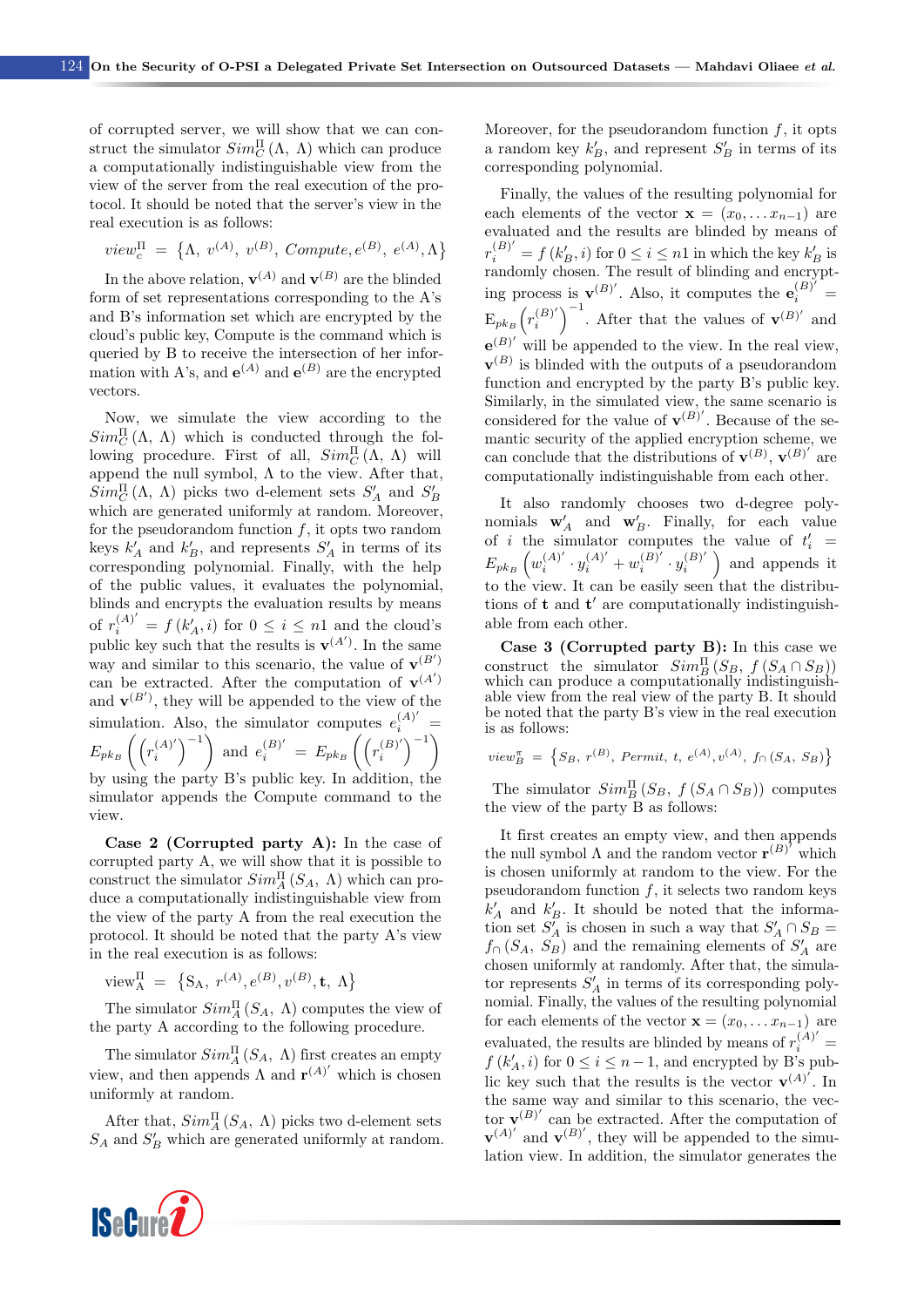of corrupted server, we will show that we can construct the simulator $Sim_C^{\Pi}(\Lambda,\ \Lambda)$ which can produce a computationally indistinguishable view from the view of the server from the real execution of the protocol. It should be noted that the server's view in the real execution is as follows:

$$view_c^{\Pi} = \{\Lambda,\ v^{(A)},\ v^{(B)},\ Compute, e^{(B)},\ e^{(A)}, \Lambda\}$$

In the above relation, $\mathbf{v}^{(A)}$ and $\mathbf{v}^{(B)}$ are the blinded form of set representations corresponding to the A's and B's information set which are encrypted by the cloud's public key, Compute is the command which is queried by B to receive the intersection of her information with A's, and $\mathbf{e}^{(A)}$ and $\mathbf{e}^{(B)}$ are the encrypted vectors.

Now, we simulate the view according to the $Sim_C^{\Pi}(\Lambda,\ \Lambda)$ which is conducted through the following procedure. First of all, $Sim_C^{\Pi}(\Lambda,\ \Lambda)$ will append the null symbol, $\Lambda$ to the view. After that, $Sim_C^{\Pi}(\Lambda,\ \Lambda)$ picks two d-element sets $S_A'$ and $S_B'$ which are generated uniformly at random. Moreover, for the pseudorandom function $f$, it opts two random keys $k_A'$ and $k_B'$, and represents $S_A'$ in terms of its corresponding polynomial. Finally, with the help of the public values, it evaluates the polynomial, blinds and encrypts the evaluation results by means of $r_i^{(A)'} = f(k_A', i)$ for $0 \le i \le n1$ and the cloud's public key such that the results is $\mathbf{v}^{(A')}$. In the same way and similar to this scenario, the value of $\mathbf{v}^{(B')}$ can be extracted. After the computation of $\mathbf{v}^{(A')}$ and $\mathbf{v}^{(B')}$, they will be appended to the view of the simulation. Also, the simulator computes $e_i^{(A)'} = E_{pk_B}\left(\left(r_i^{(A)'}\right)^{-1}\right)$ and $e_i^{(B)'} = E_{pk_B}\left(\left(r_i^{(B)'}\right)^{-1}\right)$ by using the party B's public key. In addition, the simulator appends the Compute command to the view.

**Case 2 (Corrupted party A):** In the case of corrupted party A, we will show that it is possible to construct the simulator $Sim_A^{\Pi}(S_A,\ \Lambda)$ which can produce a computationally indistinguishable view from the view of the party A from the real execution the protocol. It should be noted that the party A's view in the real execution is as follows:

$$\mathrm{view}_A^{\Pi} = \{\mathrm{S_A},\ r^{(A)}, e^{(B)}, v^{(B)}, \mathbf{t},\ \Lambda\}$$

The simulator $Sim_A^{\Pi}(S_A,\ \Lambda)$ computes the view of the party A according to the following procedure.

The simulator $Sim_A^{\Pi}(S_A,\ \Lambda)$ first creates an empty view, and then appends $\Lambda$ and $\mathbf{r}^{(A)'}$ which is chosen uniformly at random.

After that, $Sim_A^{\Pi}(S_A,\ \Lambda)$ picks two d-element sets $S_A$ and $S_B'$ which are generated uniformly at random. Moreover, for the pseudorandom function $f$, it opts a random key $k_B'$, and represent $S_B'$ in terms of its corresponding polynomial.

Finally, the values of the resulting polynomial for each elements of the vector $\mathbf{x} = (x_0, \ldots x_{n-1})$ are evaluated and the results are blinded by means of $r_i^{(B)'} = f(k_B', i)$ for $0 \le i \le n1$ in which the key $k_B'$ is randomly chosen. The result of blinding and encrypting process is $\mathbf{v}^{(B)'}$. Also, it computes the $\mathbf{e}_i^{(B)'} = \mathrm{E}_{pk_B}\left(r_i^{(B)'}\right)^{-1}$. After that the values of $\mathbf{v}^{(B)'}$ and $\mathbf{e}^{(B)'}$ will be appended to the view. In the real view, $\mathbf{v}^{(B)}$ is blinded with the outputs of a pseudorandom function and encrypted by the party B's public key. Similarly, in the simulated view, the same scenario is considered for the value of $\mathbf{v}^{(B)'}$. Because of the semantic security of the applied encryption scheme, we can conclude that the distributions of $\mathbf{v}^{(B)}$, $\mathbf{v}^{(B)'}$ are computationally indistinguishable from each other.

It also randomly chooses two d-degree polynomials $\mathbf{w}_A'$ and $\mathbf{w}_B'$. Finally, for each value of $i$ the simulator computes the value of $t_i' = E_{pk_B}\left(w_i^{(A)'} \cdot y_i^{(A)'} + w_i^{(B)'} \cdot y_i^{(B)'}\right)$ and appends it to the view. It can be easily seen that the distributions of $\mathbf{t}$ and $\mathbf{t}'$ are computationally indistinguishable from each other.

**Case 3 (Corrupted party B):** In this case we construct the simulator $Sim_B^{\Pi}(S_B,\ f(S_A \cap S_B))$ which can produce a computationally indistinguishable view from the real view of the party B. It should be noted that the party B's view in the real execution is as follows:

$$view_B^{\pi} = \{S_B,\ r^{(B)},\ Permit,\ t,\ e^{(A)}, v^{(A)},\ f_{\cap}(S_A,\ S_B)\}$$

The simulator $Sim_B^{\Pi}(S_B,\ f(S_A \cap S_B))$ computes the view of the party B as follows:

It first creates an empty view, and then appends the null symbol $\Lambda$ and the random vector $\mathbf{r}^{(B)'}$ which is chosen uniformly at random to the view. For the pseudorandom function $f$, it selects two random keys $k_A'$ and $k_B'$. It should be noted that the information set $S_A'$ is chosen in such a way that $S_A' \cap S_B = f_{\cap}(S_A,\ S_B)$ and the remaining elements of $S_A'$ are chosen uniformly at randomly. After that, the simulator represents $S_A'$ in terms of its corresponding polynomial. Finally, the values of the resulting polynomial for each elements of the vector $\mathbf{x} = (x_0, \ldots x_{n-1})$ are evaluated, the results are blinded by means of $r_i^{(A)'} = f(k_A', i)$ for $0 \le i \le n-1$, and encrypted by B's public key such that the results is the vector $\mathbf{v}^{(A)'}$. In the same way and similar to this scenario, the vector $\mathbf{v}^{(B)'}$ can be extracted. After the computation of $\mathbf{v}^{(A)'}$ and $\mathbf{v}^{(B)'}$, they will be appended to the simulation view. In addition, the simulator generates the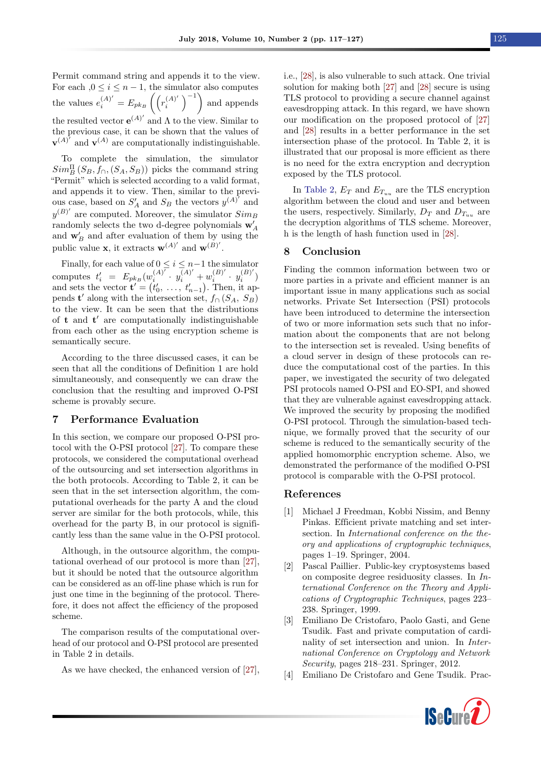Permit command string and appends it to the view. For each ,$0 \leq i \leq n-1$, the simulator also computes the values $e_i^{(A)'} = E_{pk_B}\left(\left(r_i^{(A)'}\right)^{-1}\right)$ and appends the resulted vector $\mathbf{e}^{(A)'}$ and $\Lambda$ to the view. Similar to the previous case, it can be shown that the values of $\mathbf{v}^{(A)'}$ and $\mathbf{v}^{(A)}$ are computationally indistinguishable.

To complete the simulation, the simulator $Sim_B^{\Pi}(S_B, f_\cap, (S_A, S_B))$ picks the command string "Permit" which is selected according to a valid format, and appends it to view. Then, similar to the previous case, based on $S_A'$ and $S_B$ the vectors $y^{(A)'}$ and $y^{(B)'}$ are computed. Moreover, the simulator $Sim_B$ randomly selects the two d-degree polynomials $\mathbf{w}_A'$ and $\mathbf{w}_B'$ and after evaluation of them by using the public value $\mathbf{x}$, it extracts $\mathbf{w}^{(A)'}$ and $\mathbf{w}^{(B)'}$.

Finally, for each value of $0 \leq i \leq n-1$ the simulator computes $t_i' = E_{pk_B}(w_i^{(A)'} \cdot y_i^{(A)'} + w_i^{(B)'} \cdot y_i^{(B)'})$ and sets the vector $\mathbf{t}' = (t_0', \ldots, t_{n-1}')$. Then, it appends $\mathbf{t}'$ along with the intersection set, $f_\cap(S_A, S_B)$ to the view. It can be seen that the distributions of $\mathbf{t}$ and $\mathbf{t}'$ are computationally indistinguishable from each other as the using encryption scheme is semantically secure.

According to the three discussed cases, it can be seen that all the conditions of Definition 1 are hold simultaneously, and consequently we can draw the conclusion that the resulting and improved O-PSI scheme is provably secure.

## 7 Performance Evaluation

In this section, we compare our proposed O-PSI protocol with the O-PSI protocol [27]. To compare these protocols, we considered the computational overhead of the outsourcing and set intersection algorithms in the both protocols. According to Table 2, it can be seen that in the set intersection algorithm, the computational overheads for the party A and the cloud server are similar for the both protocols, while, this overhead for the party B, in our protocol is significantly less than the same value in the O-PSI protocol.

Although, in the outsource algorithm, the computational overhead of our protocol is more than [27], but it should be noted that the outsource algorithm can be considered as an off-line phase which is run for just one time in the beginning of the protocol. Therefore, it does not affect the efficiency of the proposed scheme.

The comparison results of the computational overhead of our protocol and O-PSI protocol are presented in Table 2 in details.

As we have checked, the enhanced version of [27], i.e., [28], is also vulnerable to such attack. One trivial solution for making both [27] and [28] secure is using TLS protocol to providing a secure channel against eavesdropping attack. In this regard, we have shown our modification on the proposed protocol of [27] and [28] results in a better performance in the set intersection phase of the protocol. In Table 2, it is illustrated that our proposal is more efficient as there is no need for the extra encryption and decryption exposed by the TLS protocol.

In Table 2, $E_T$ and $E_{T_{uu}}$ are the TLS encryption algorithm between the cloud and user and between the users, respectively. Similarly, $D_T$ and $D_{T_{uu}}$ are the decryption algorithms of TLS scheme. Moreover, h is the length of hash function used in [28].

## 8 Conclusion

Finding the common information between two or more parties in a private and efficient manner is an important issue in many applications such as social networks. Private Set Intersection (PSI) protocols have been introduced to determine the intersection of two or more information sets such that no information about the components that are not belong to the intersection set is revealed. Using benefits of a cloud server in design of these protocols can reduce the computational cost of the parties. In this paper, we investigated the security of two delegated PSI protocols named O-PSI and EO-SPI, and showed that they are vulnerable against eavesdropping attack. We improved the security by proposing the modified O-PSI protocol. Through the simulation-based technique, we formally proved that the security of our scheme is reduced to the semantically security of the applied homomorphic encryption scheme. Also, we demonstrated the performance of the modified O-PSI protocol is comparable with the O-PSI protocol.

## References

[1] Michael J Freedman, Kobbi Nissim, and Benny Pinkas. Efficient private matching and set intersection. In *International conference on the theory and applications of cryptographic techniques*, pages 1–19. Springer, 2004.

[2] Pascal Paillier. Public-key cryptosystems based on composite degree residuosity classes. In *International Conference on the Theory and Applications of Cryptographic Techniques*, pages 223–238. Springer, 1999.

[3] Emiliano De Cristofaro, Paolo Gasti, and Gene Tsudik. Fast and private computation of cardinality of set intersection and union. In *International Conference on Cryptology and Network Security*, pages 218–231. Springer, 2012.

[4] Emiliano De Cristofaro and Gene Tsudik. Prac-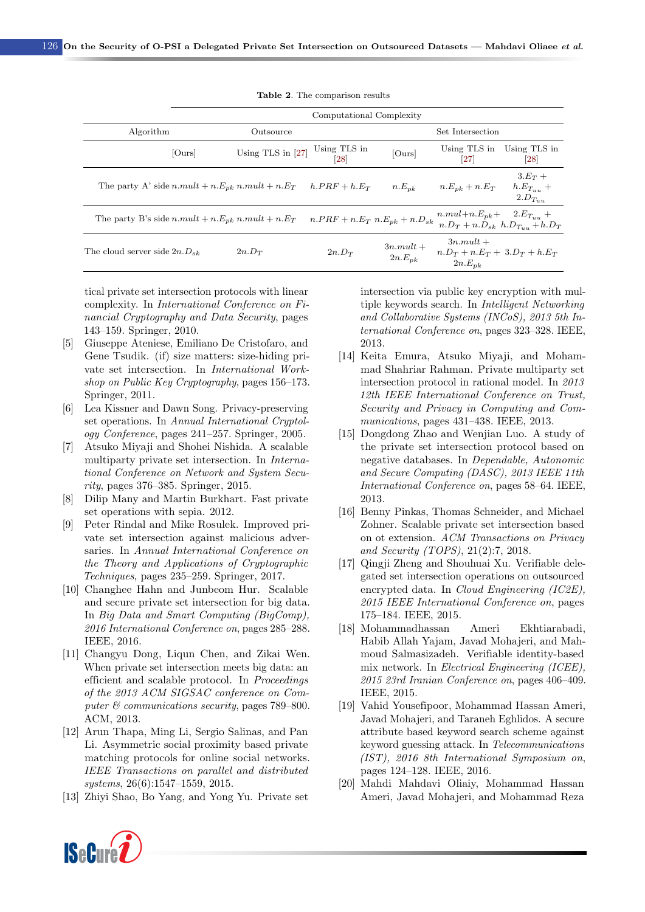**Table 2**. The comparison results

| | Computational Complexity | | | | | |
|---|---|---|---|---|---|---|
| Algorithm | Outsource | | | Set Intersection | | |
| | [Ours] | Using TLS in [27] | Using TLS in [28] | [Ours] | Using TLS in [27] | Using TLS in [28] |
| The party A' side | $n.mult + n.E_{pk}$ | $n.mult + n.E_T$ | $h.PRF + h.E_T$ | $n.E_{pk}$ | $n.E_{pk} + n.E_T$ | $3.E_T + h.E_{T_{uu}} + 2.D_{T_{uu}}$ |
| The party B's side | $n.mult + n.E_{pk}$ | $n.mult + n.E_T$ | $n.PRF + n.E_T$ | $n.E_{pk} + n.D_{sk}$ | $n.mul + n.E_{pk} + n.D_T + n.D_{sk}$ | $2.E_{T_{uu}} + h.D_{T_{uu}} + h.D_T$ |
| The cloud server side | $2n.D_{sk}$ | $2n.D_T$ | $2n.D_T$ | $3n.mult + 2n.E_{pk}$ | $3n.mult + n.D_T + n.E_T + 2n.E_{pk}$ | $3.D_T + h.E_T$ |

tical private set intersection protocols with linear complexity. In *International Conference on Financial Cryptography and Data Security*, pages 143–159. Springer, 2010.

[5] Giuseppe Ateniese, Emiliano De Cristofaro, and Gene Tsudik. (if) size matters: size-hiding private set intersection. In *International Workshop on Public Key Cryptography*, pages 156–173. Springer, 2011.

[6] Lea Kissner and Dawn Song. Privacy-preserving set operations. In *Annual International Cryptology Conference*, pages 241–257. Springer, 2005.

[7] Atsuko Miyaji and Shohei Nishida. A scalable multiparty private set intersection. In *International Conference on Network and System Security*, pages 376–385. Springer, 2015.

[8] Dilip Many and Martin Burkhart. Fast private set operations with sepia. 2012.

[9] Peter Rindal and Mike Rosulek. Improved private set intersection against malicious adversaries. In *Annual International Conference on the Theory and Applications of Cryptographic Techniques*, pages 235–259. Springer, 2017.

[10] Changhee Hahn and Junbeom Hur. Scalable and secure private set intersection for big data. In *Big Data and Smart Computing (BigComp), 2016 International Conference on*, pages 285–288. IEEE, 2016.

[11] Changyu Dong, Liqun Chen, and Zikai Wen. When private set intersection meets big data: an efficient and scalable protocol. In *Proceedings of the 2013 ACM SIGSAC conference on Computer & communications security*, pages 789–800. ACM, 2013.

[12] Arun Thapa, Ming Li, Sergio Salinas, and Pan Li. Asymmetric social proximity based private matching protocols for online social networks. *IEEE Transactions on parallel and distributed systems*, 26(6):1547–1559, 2015.

[13] Zhiyi Shao, Bo Yang, and Yong Yu. Private set intersection via public key encryption with multiple keywords search. In *Intelligent Networking and Collaborative Systems (INCoS), 2013 5th International Conference on*, pages 323–328. IEEE, 2013.

[14] Keita Emura, Atsuko Miyaji, and Mohammad Shahriar Rahman. Private multiparty set intersection protocol in rational model. In *2013 12th IEEE International Conference on Trust, Security and Privacy in Computing and Communications*, pages 431–438. IEEE, 2013.

[15] Dongdong Zhao and Wenjian Luo. A study of the private set intersection protocol based on negative databases. In *Dependable, Autonomic and Secure Computing (DASC), 2013 IEEE 11th International Conference on*, pages 58–64. IEEE, 2013.

[16] Benny Pinkas, Thomas Schneider, and Michael Zohner. Scalable private set intersection based on ot extension. *ACM Transactions on Privacy and Security (TOPS)*, 21(2):7, 2018.

[17] Qingji Zheng and Shouhuai Xu. Verifiable delegated set intersection operations on outsourced encrypted data. In *Cloud Engineering (IC2E), 2015 IEEE International Conference on*, pages 175–184. IEEE, 2015.

[18] Mohammadhassan Ameri Ekhtiarabadi, Habib Allah Yajam, Javad Mohajeri, and Mahmoud Salmasizadeh. Verifiable identity-based mix network. In *Electrical Engineering (ICEE), 2015 23rd Iranian Conference on*, pages 406–409. IEEE, 2015.

[19] Vahid Yousefipoor, Mohammad Hassan Ameri, Javad Mohajeri, and Taraneh Eghlidos. A secure attribute based keyword search scheme against keyword guessing attack. In *Telecommunications (IST), 2016 8th International Symposium on*, pages 124–128. IEEE, 2016.

[20] Mahdi Mahdavi Oliaiy, Mohammad Hassan Ameri, Javad Mohajeri, and Mohammad Reza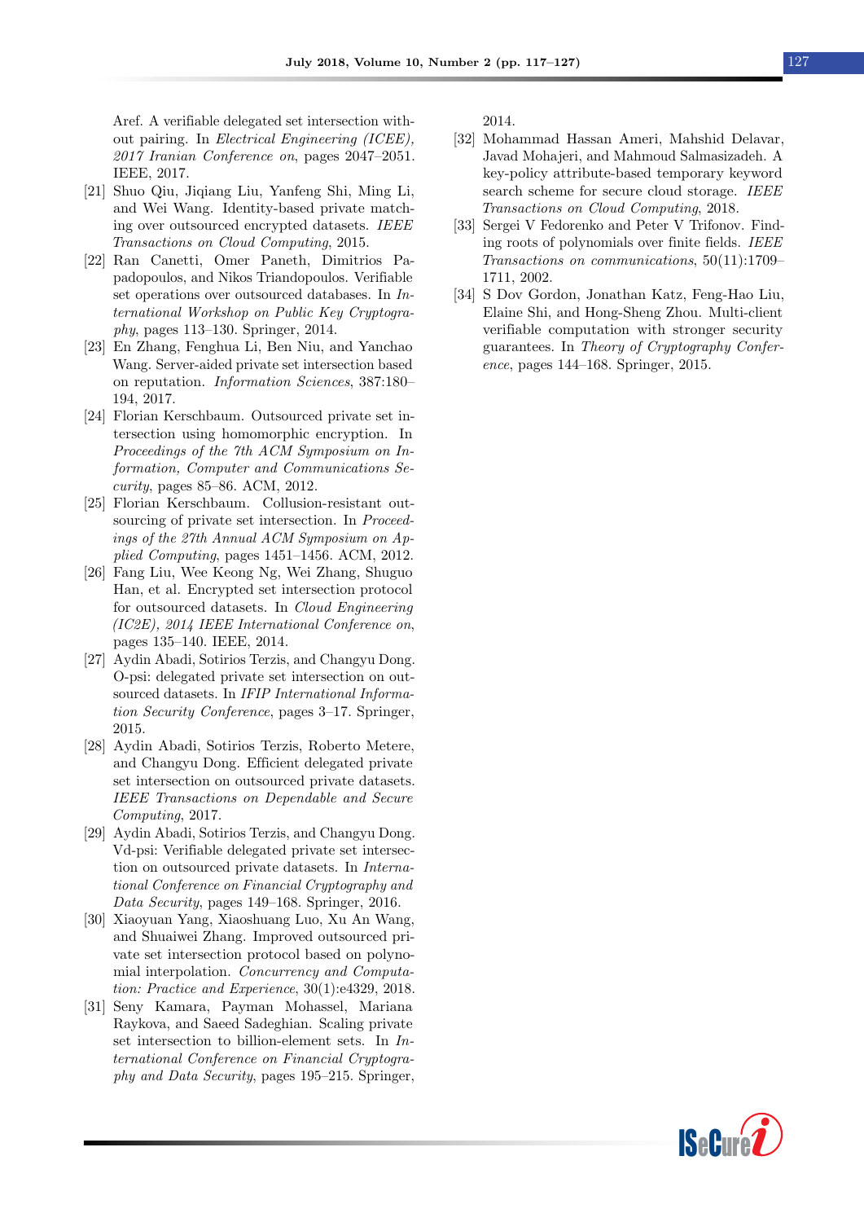Aref. A verifiable delegated set intersection without pairing. In *Electrical Engineering (ICEE), 2017 Iranian Conference on*, pages 2047–2051. IEEE, 2017.

[21] Shuo Qiu, Jiqiang Liu, Yanfeng Shi, Ming Li, and Wei Wang. Identity-based private matching over outsourced encrypted datasets. *IEEE Transactions on Cloud Computing*, 2015.

[22] Ran Canetti, Omer Paneth, Dimitrios Papadopoulos, and Nikos Triandopoulos. Verifiable set operations over outsourced databases. In *International Workshop on Public Key Cryptography*, pages 113–130. Springer, 2014.

[23] En Zhang, Fenghua Li, Ben Niu, and Yanchao Wang. Server-aided private set intersection based on reputation. *Information Sciences*, 387:180–194, 2017.

[24] Florian Kerschbaum. Outsourced private set intersection using homomorphic encryption. In *Proceedings of the 7th ACM Symposium on Information, Computer and Communications Security*, pages 85–86. ACM, 2012.

[25] Florian Kerschbaum. Collusion-resistant outsourcing of private set intersection. In *Proceedings of the 27th Annual ACM Symposium on Applied Computing*, pages 1451–1456. ACM, 2012.

[26] Fang Liu, Wee Keong Ng, Wei Zhang, Shuguo Han, et al. Encrypted set intersection protocol for outsourced datasets. In *Cloud Engineering (IC2E), 2014 IEEE International Conference on*, pages 135–140. IEEE, 2014.

[27] Aydin Abadi, Sotirios Terzis, and Changyu Dong. O-psi: delegated private set intersection on outsourced datasets. In *IFIP International Information Security Conference*, pages 3–17. Springer, 2015.

[28] Aydin Abadi, Sotirios Terzis, Roberto Metere, and Changyu Dong. Efficient delegated private set intersection on outsourced private datasets. *IEEE Transactions on Dependable and Secure Computing*, 2017.

[29] Aydin Abadi, Sotirios Terzis, and Changyu Dong. Vd-psi: Verifiable delegated private set intersection on outsourced private datasets. In *International Conference on Financial Cryptography and Data Security*, pages 149–168. Springer, 2016.

[30] Xiaoyuan Yang, Xiaoshuang Luo, Xu An Wang, and Shuaiwei Zhang. Improved outsourced private set intersection protocol based on polynomial interpolation. *Concurrency and Computation: Practice and Experience*, 30(1):e4329, 2018.

[31] Seny Kamara, Payman Mohassel, Mariana Raykova, and Saeed Sadeghian. Scaling private set intersection to billion-element sets. In *International Conference on Financial Cryptography and Data Security*, pages 195–215. Springer, 2014.

[32] Mohammad Hassan Ameri, Mahshid Delavar, Javad Mohajeri, and Mahmoud Salmasizadeh. A key-policy attribute-based temporary keyword search scheme for secure cloud storage. *IEEE Transactions on Cloud Computing*, 2018.

[33] Sergei V Fedorenko and Peter V Trifonov. Finding roots of polynomials over finite fields. *IEEE Transactions on communications*, 50(11):1709–1711, 2002.

[34] S Dov Gordon, Jonathan Katz, Feng-Hao Liu, Elaine Shi, and Hong-Sheng Zhou. Multi-client verifiable computation with stronger security guarantees. In *Theory of Cryptography Conference*, pages 144–168. Springer, 2015.